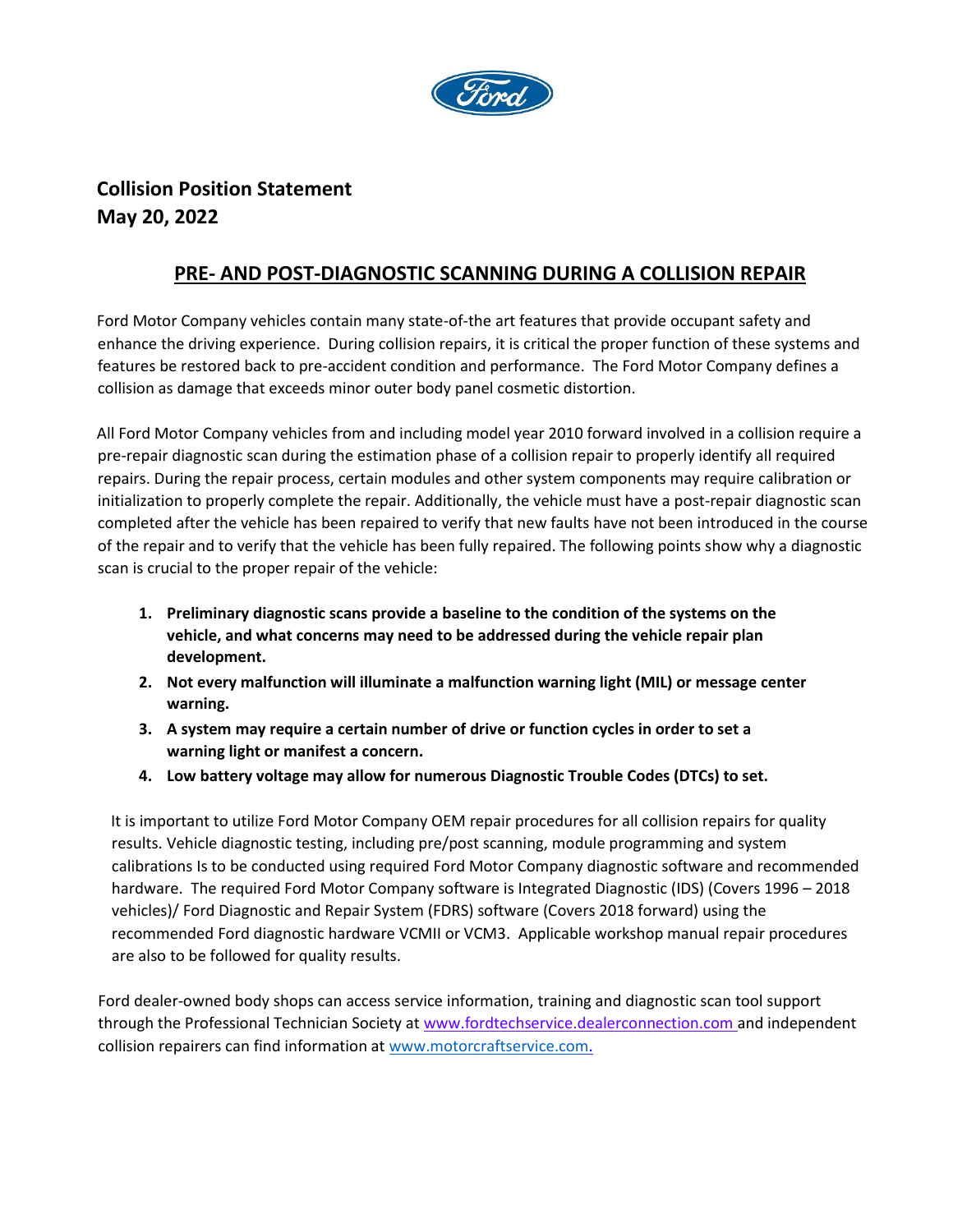**Collision Position Statement**
**May 20, 2022**

# PRE- AND POST-DIAGNOSTIC SCANNING DURING A COLLISION REPAIR

Ford Motor Company vehicles contain many state-of-the art features that provide occupant safety and enhance the driving experience. During collision repairs, it is critical the proper function of these systems and features be restored back to pre-accident condition and performance. The Ford Motor Company defines a collision as damage that exceeds minor outer body panel cosmetic distortion.

All Ford Motor Company vehicles from and including model year 2010 forward involved in a collision require a pre-repair diagnostic scan during the estimation phase of a collision repair to properly identify all required repairs. During the repair process, certain modules and other system components may require calibration or initialization to properly complete the repair. Additionally, the vehicle must have a post-repair diagnostic scan completed after the vehicle has been repaired to verify that new faults have not been introduced in the course of the repair and to verify that the vehicle has been fully repaired. The following points show why a diagnostic scan is crucial to the proper repair of the vehicle:

1. **Preliminary diagnostic scans provide a baseline to the condition of the systems on the vehicle, and what concerns may need to be addressed during the vehicle repair plan development.**
2. **Not every malfunction will illuminate a malfunction warning light (MIL) or message center warning.**
3. **A system may require a certain number of drive or function cycles in order to set a warning light or manifest a concern.**
4. **Low battery voltage may allow for numerous Diagnostic Trouble Codes (DTCs) to set.**

It is important to utilize Ford Motor Company OEM repair procedures for all collision repairs for quality results. Vehicle diagnostic testing, including pre/post scanning, module programming and system calibrations Is to be conducted using required Ford Motor Company diagnostic software and recommended hardware. The required Ford Motor Company software is Integrated Diagnostic (IDS) (Covers 1996 – 2018 vehicles)/ Ford Diagnostic and Repair System (FDRS) software (Covers 2018 forward) using the recommended Ford diagnostic hardware VCMII or VCM3. Applicable workshop manual repair procedures are also to be followed for quality results.

Ford dealer-owned body shops can access service information, training and diagnostic scan tool support through the Professional Technician Society at www.fordtechservice.dealerconnection.com and independent collision repairers can find information at www.motorcraftservice.com.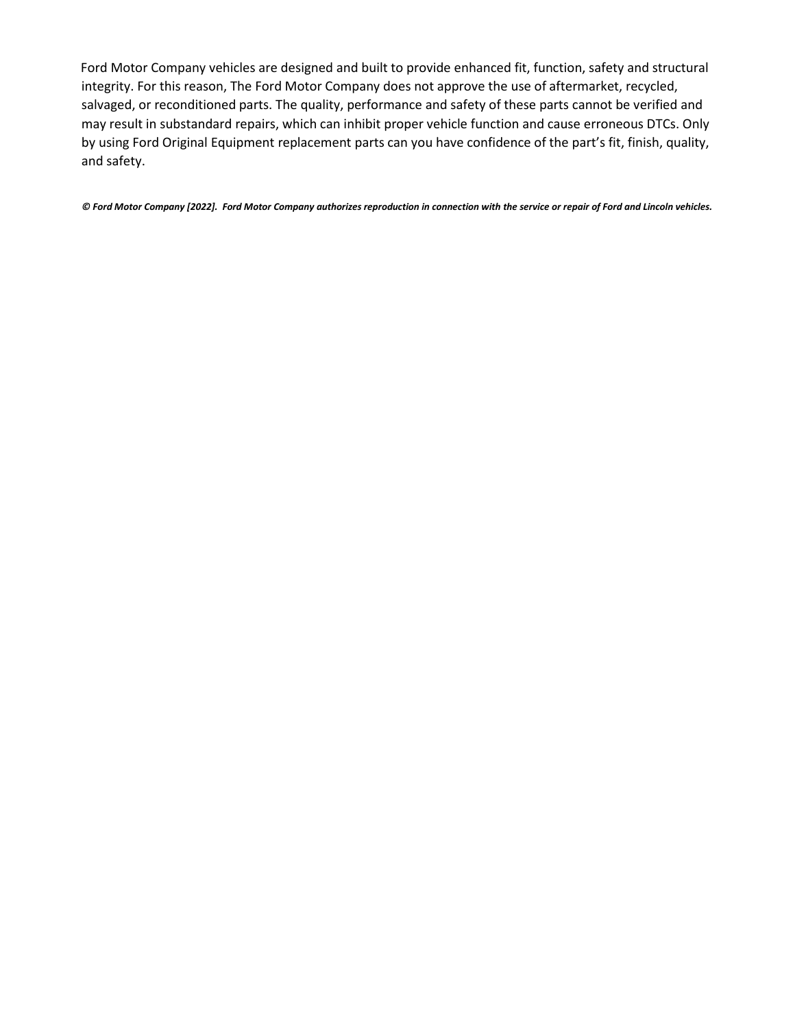Ford Motor Company vehicles are designed and built to provide enhanced fit, function, safety and structural integrity. For this reason, The Ford Motor Company does not approve the use of aftermarket, recycled, salvaged, or reconditioned parts. The quality, performance and safety of these parts cannot be verified and may result in substandard repairs, which can inhibit proper vehicle function and cause erroneous DTCs. Only by using Ford Original Equipment replacement parts can you have confidence of the part's fit, finish, quality, and safety.

***© Ford Motor Company [2022]. Ford Motor Company authorizes reproduction in connection with the service or repair of Ford and Lincoln vehicles.***